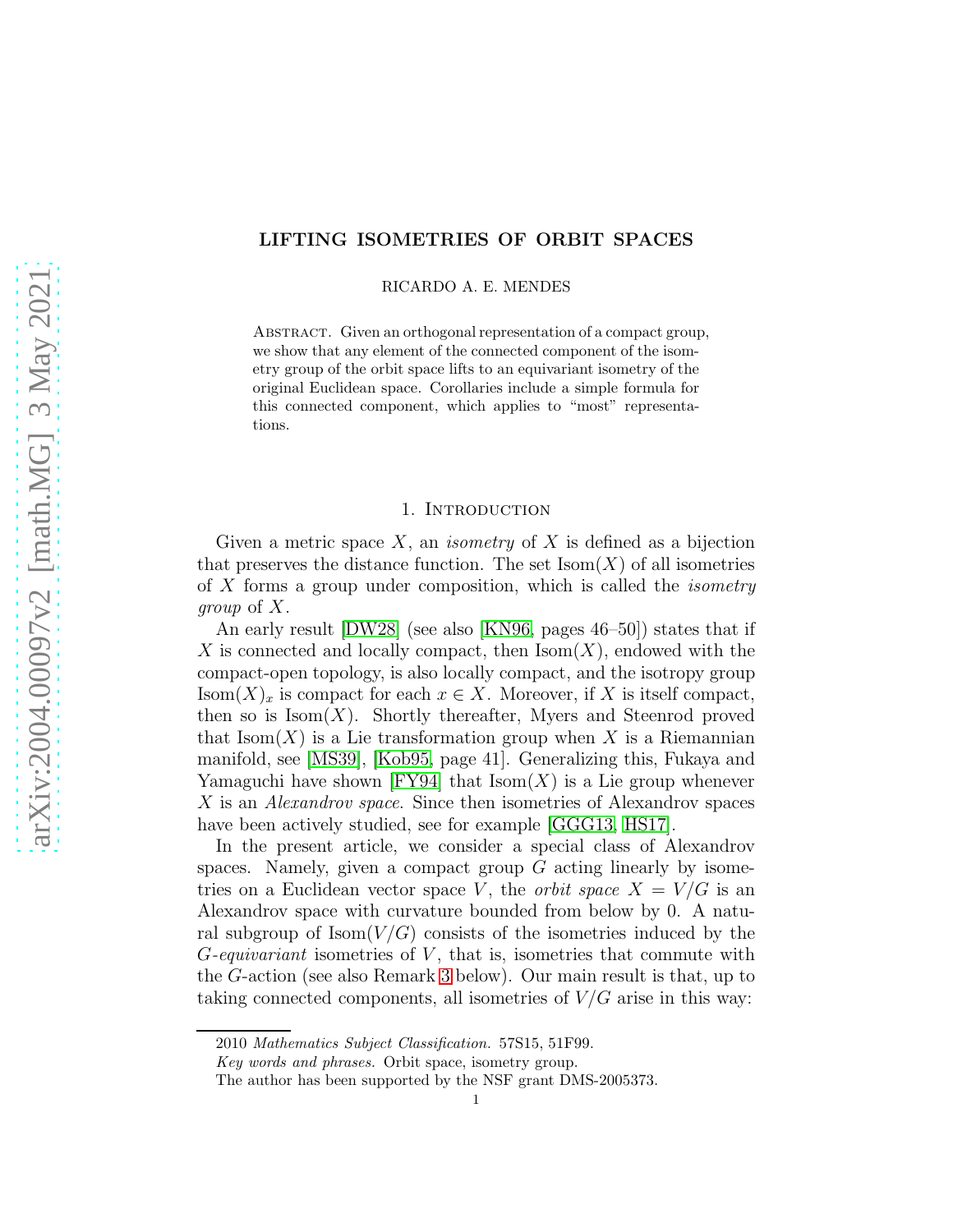# LIFTING ISOMETRIES OF ORBIT SPACES

RICARDO A. E. MENDES

Abstract. Given an orthogonal representation of a compact group, we show that any element of the connected component of the isometry group of the orbit space lifts to an equivariant isometry of the original Euclidean space. Corollaries include a simple formula for this connected component, which applies to "most" representations.

## 1. Introduction

Given a metric space $X$, an *isometry* of $X$ is defined as a bijection that preserves the distance function. The set $\mathrm{Isom}(X)$ of all isometries of $X$ forms a group under composition, which is called the *isometry group* of $X$.

An early result [DW28] (see also [KN96, pages 46–50]) states that if $X$ is connected and locally compact, then $\mathrm{Isom}(X)$, endowed with the compact-open topology, is also locally compact, and the isotropy group $\mathrm{Isom}(X)_x$ is compact for each $x \in X$. Moreover, if $X$ is itself compact, then so is $\mathrm{Isom}(X)$. Shortly thereafter, Myers and Steenrod proved that $\mathrm{Isom}(X)$ is a Lie transformation group when $X$ is a Riemannian manifold, see [MS39], [Kob95, page 41]. Generalizing this, Fukaya and Yamaguchi have shown [FY94] that $\mathrm{Isom}(X)$ is a Lie group whenever $X$ is an *Alexandrov space*. Since then isometries of Alexandrov spaces have been actively studied, see for example [GGG13, HS17].

In the present article, we consider a special class of Alexandrov spaces. Namely, given a compact group $G$ acting linearly by isometries on a Euclidean vector space $V$, the *orbit space* $X = V/G$ is an Alexandrov space with curvature bounded from below by 0. A natural subgroup of $\mathrm{Isom}(V/G)$ consists of the isometries induced by the $G$-*equivariant* isometries of $V$, that is, isometries that commute with the $G$-action (see also Remark 3 below). Our main result is that, up to taking connected components, all isometries of $V/G$ arise in this way:

2010 *Mathematics Subject Classification.* 57S15, 51F99.

*Key words and phrases.* Orbit space, isometry group.

The author has been supported by the NSF grant DMS-2005373.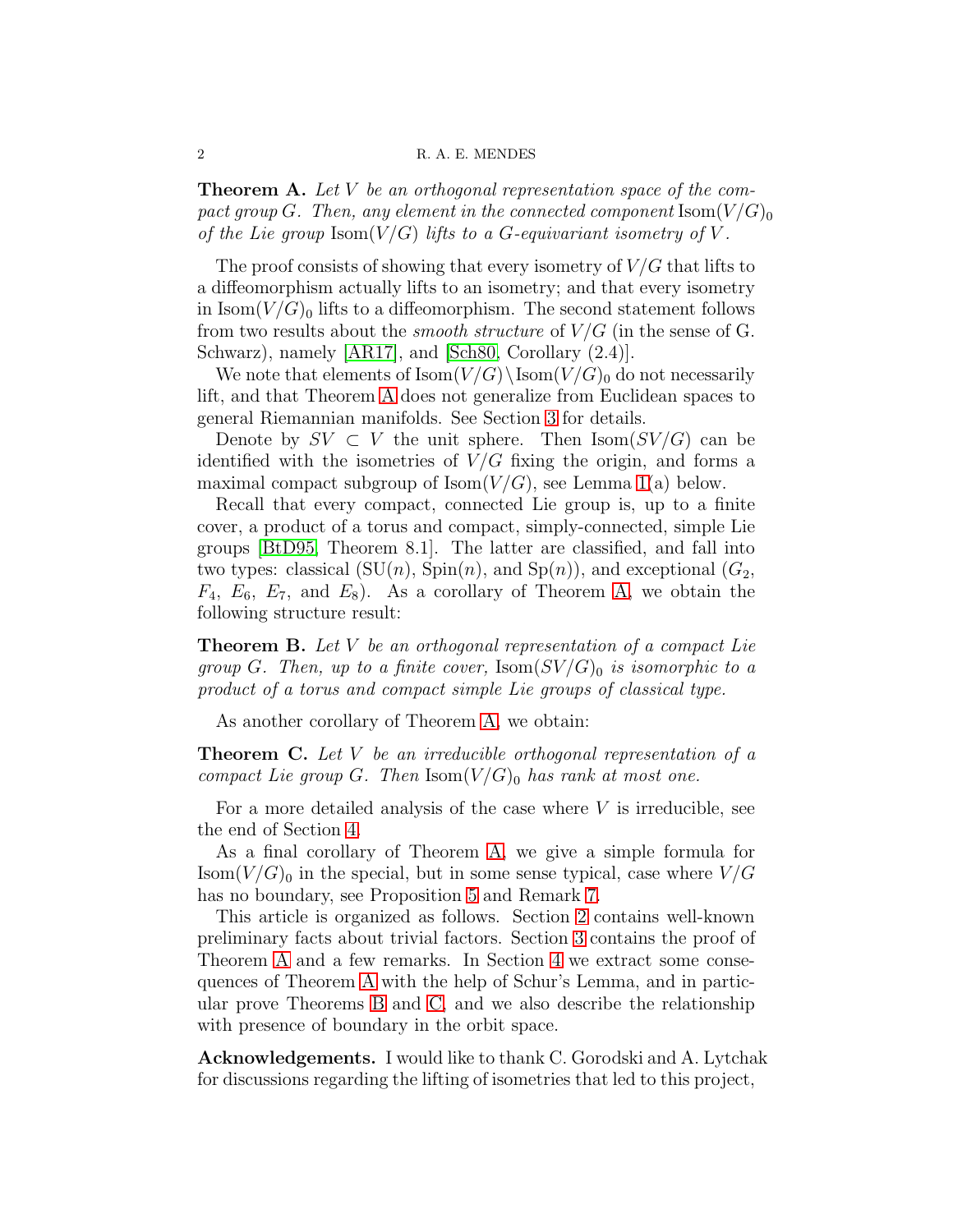**Theorem A.** *Let $V$ be an orthogonal representation space of the compact group $G$. Then, any element in the connected component $\mathrm{Isom}(V/G)_0$ of the Lie group $\mathrm{Isom}(V/G)$ lifts to a $G$-equivariant isometry of $V$.*

The proof consists of showing that every isometry of $V/G$ that lifts to a diffeomorphism actually lifts to an isometry; and that every isometry in $\mathrm{Isom}(V/G)_0$ lifts to a diffeomorphism. The second statement follows from two results about the *smooth structure* of $V/G$ (in the sense of G. Schwarz), namely [AR17], and [Sch80, Corollary (2.4)].

We note that elements of $\mathrm{Isom}(V/G)\setminus\mathrm{Isom}(V/G)_0$ do not necessarily lift, and that Theorem A does not generalize from Euclidean spaces to general Riemannian manifolds. See Section 3 for details.

Denote by $SV \subset V$ the unit sphere. Then $\mathrm{Isom}(SV/G)$ can be identified with the isometries of $V/G$ fixing the origin, and forms a maximal compact subgroup of $\mathrm{Isom}(V/G)$, see Lemma 1(a) below.

Recall that every compact, connected Lie group is, up to a finite cover, a product of a torus and compact, simply-connected, simple Lie groups [BtD95, Theorem 8.1]. The latter are classified, and fall into two types: classical ($\mathrm{SU}(n)$, $\mathrm{Spin}(n)$, and $\mathrm{Sp}(n)$), and exceptional ($G_2$, $F_4$, $E_6$, $E_7$, and $E_8$). As a corollary of Theorem A, we obtain the following structure result:

**Theorem B.** *Let $V$ be an orthogonal representation of a compact Lie group $G$. Then, up to a finite cover, $\mathrm{Isom}(SV/G)_0$ is isomorphic to a product of a torus and compact simple Lie groups of classical type.*

As another corollary of Theorem A, we obtain:

**Theorem C.** *Let $V$ be an irreducible orthogonal representation of a compact Lie group $G$. Then $\mathrm{Isom}(V/G)_0$ has rank at most one.*

For a more detailed analysis of the case where $V$ is irreducible, see the end of Section 4.

As a final corollary of Theorem A, we give a simple formula for $\mathrm{Isom}(V/G)_0$ in the special, but in some sense typical, case where $V/G$ has no boundary, see Proposition 5 and Remark 7.

This article is organized as follows. Section 2 contains well-known preliminary facts about trivial factors. Section 3 contains the proof of Theorem A and a few remarks. In Section 4 we extract some consequences of Theorem A with the help of Schur's Lemma, and in particular prove Theorems B and C, and we also describe the relationship with presence of boundary in the orbit space.

**Acknowledgements.** I would like to thank C. Gorodski and A. Lytchak for discussions regarding the lifting of isometries that led to this project,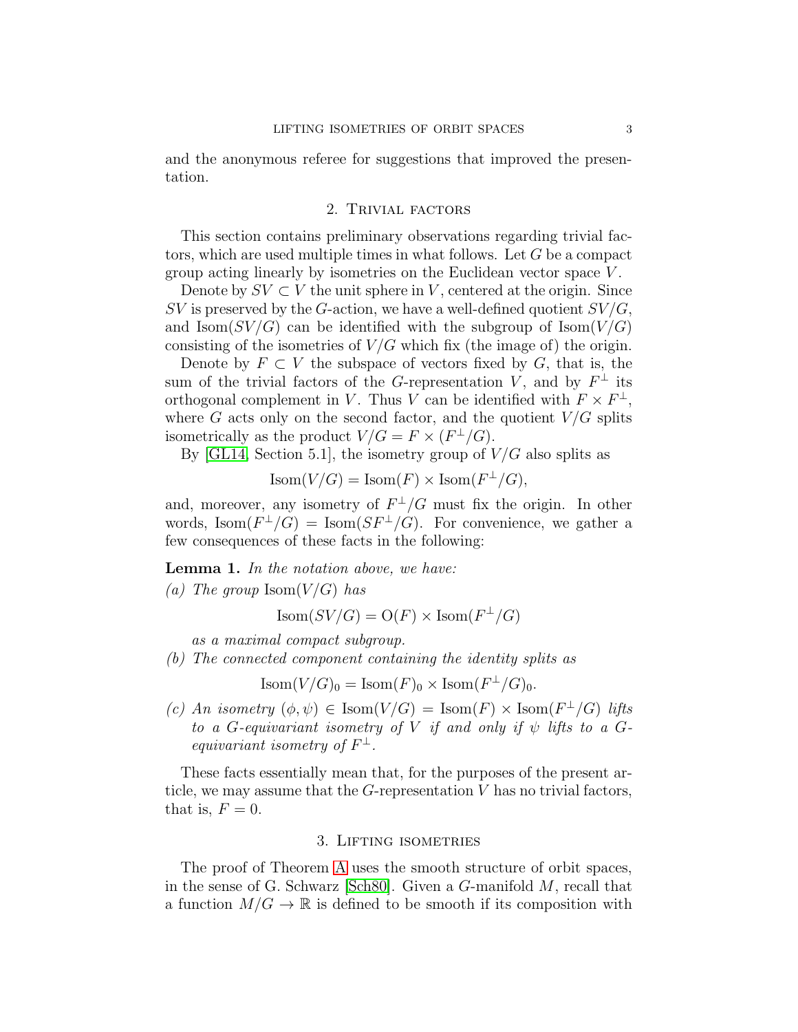and the anonymous referee for suggestions that improved the presentation.

## 2. Trivial factors

This section contains preliminary observations regarding trivial factors, which are used multiple times in what follows. Let $G$ be a compact group acting linearly by isometries on the Euclidean vector space $V$.

Denote by $SV \subset V$ the unit sphere in $V$, centered at the origin. Since $SV$ is preserved by the $G$-action, we have a well-defined quotient $SV/G$, and $\mathrm{Isom}(SV/G)$ can be identified with the subgroup of $\mathrm{Isom}(V/G)$ consisting of the isometries of $V/G$ which fix (the image of) the origin.

Denote by $F \subset V$ the subspace of vectors fixed by $G$, that is, the sum of the trivial factors of the $G$-representation $V$, and by $F^\perp$ its orthogonal complement in $V$. Thus $V$ can be identified with $F \times F^\perp$, where $G$ acts only on the second factor, and the quotient $V/G$ splits isometrically as the product $V/G = F \times (F^\perp/G)$.

By [GL14, Section 5.1], the isometry group of $V/G$ also splits as

$$\mathrm{Isom}(V/G) = \mathrm{Isom}(F) \times \mathrm{Isom}(F^\perp/G),$$

and, moreover, any isometry of $F^\perp/G$ must fix the origin. In other words, $\mathrm{Isom}(F^\perp/G) = \mathrm{Isom}(SF^\perp/G)$. For convenience, we gather a few consequences of these facts in the following:

**Lemma 1.** *In the notation above, we have:*

*(a) The group* $\mathrm{Isom}(V/G)$ *has*

$$\mathrm{Isom}(SV/G) = \mathrm{O}(F) \times \mathrm{Isom}(F^\perp/G)$$

*as a maximal compact subgroup.*

*(b) The connected component containing the identity splits as*

$$\mathrm{Isom}(V/G)_0 = \mathrm{Isom}(F)_0 \times \mathrm{Isom}(F^\perp/G)_0.$$

*(c) An isometry* $(\phi, \psi) \in \mathrm{Isom}(V/G) = \mathrm{Isom}(F) \times \mathrm{Isom}(F^\perp/G)$ *lifts to a* $G$*-equivariant isometry of* $V$ *if and only if* $\psi$ *lifts to a* $G$*-equivariant isometry of* $F^\perp$.

These facts essentially mean that, for the purposes of the present article, we may assume that the $G$-representation $V$ has no trivial factors, that is, $F = 0$.

## 3. Lifting isometries

The proof of Theorem A uses the smooth structure of orbit spaces, in the sense of G. Schwarz [Sch80]. Given a $G$-manifold $M$, recall that a function $M/G \to \mathbb{R}$ is defined to be smooth if its composition with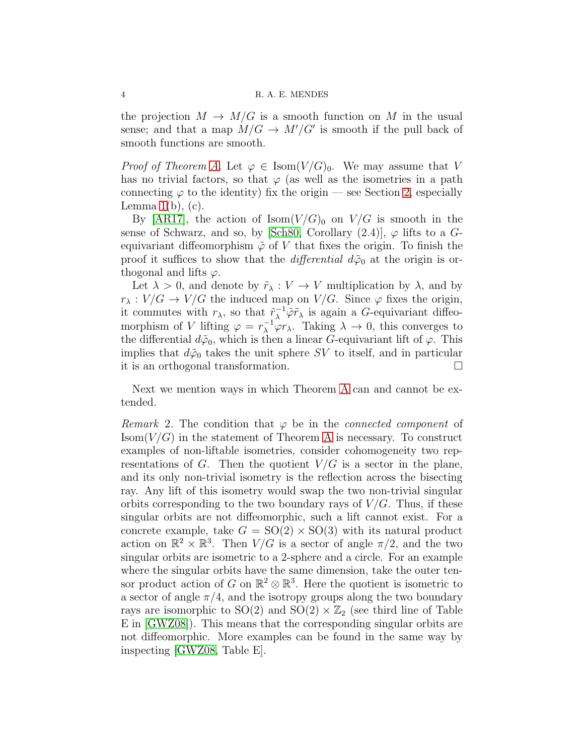the projection $M \to M/G$ is a smooth function on $M$ in the usual sense; and that a map $M/G \to M'/G'$ is smooth if the pull back of smooth functions are smooth.

*Proof of Theorem A.* Let $\varphi \in \mathrm{Isom}(V/G)_0$. We may assume that $V$ has no trivial factors, so that $\varphi$ (as well as the isometries in a path connecting $\varphi$ to the identity) fix the origin — see Section 2, especially Lemma 1(b), (c).

By [AR17], the action of $\mathrm{Isom}(V/G)_0$ on $V/G$ is smooth in the sense of Schwarz, and so, by [Sch80, Corollary (2.4)], $\varphi$ lifts to a $G$-equivariant diffeomorphism $\tilde{\varphi}$ of $V$ that fixes the origin. To finish the proof it suffices to show that the *differential* $d\tilde{\varphi}_0$ at the origin is orthogonal and lifts $\varphi$.

Let $\lambda > 0$, and denote by $\tilde{r}_\lambda : V \to V$ multiplication by $\lambda$, and by $r_\lambda : V/G \to V/G$ the induced map on $V/G$. Since $\varphi$ fixes the origin, it commutes with $r_\lambda$, so that $\tilde{r}_\lambda^{-1}\tilde{\varphi}\tilde{r}_\lambda$ is again a $G$-equivariant diffeomorphism of $V$ lifting $\varphi = r_\lambda^{-1}\varphi r_\lambda$. Taking $\lambda \to 0$, this converges to the differential $d\tilde{\varphi}_0$, which is then a linear $G$-equivariant lift of $\varphi$. This implies that $d\tilde{\varphi}_0$ takes the unit sphere $SV$ to itself, and in particular it is an orthogonal transformation. $\square$

Next we mention ways in which Theorem A can and cannot be extended.

*Remark* 2. The condition that $\varphi$ be in the *connected component* of $\mathrm{Isom}(V/G)$ in the statement of Theorem A is necessary. To construct examples of non-liftable isometries, consider cohomogeneity two representations of $G$. Then the quotient $V/G$ is a sector in the plane, and its only non-trivial isometry is the reflection across the bisecting ray. Any lift of this isometry would swap the two non-trivial singular orbits corresponding to the two boundary rays of $V/G$. Thus, if these singular orbits are not diffeomorphic, such a lift cannot exist. For a concrete example, take $G = \mathrm{SO}(2) \times \mathrm{SO}(3)$ with its natural product action on $\mathbb{R}^2 \times \mathbb{R}^3$. Then $V/G$ is a sector of angle $\pi/2$, and the two singular orbits are isometric to a 2-sphere and a circle. For an example where the singular orbits have the same dimension, take the outer tensor product action of $G$ on $\mathbb{R}^2 \otimes \mathbb{R}^3$. Here the quotient is isometric to a sector of angle $\pi/4$, and the isotropy groups along the two boundary rays are isomorphic to $\mathrm{SO}(2)$ and $\mathrm{SO}(2) \times \mathbb{Z}_2$ (see third line of Table E in [GWZ08]). This means that the corresponding singular orbits are not diffeomorphic. More examples can be found in the same way by inspecting [GWZ08, Table E].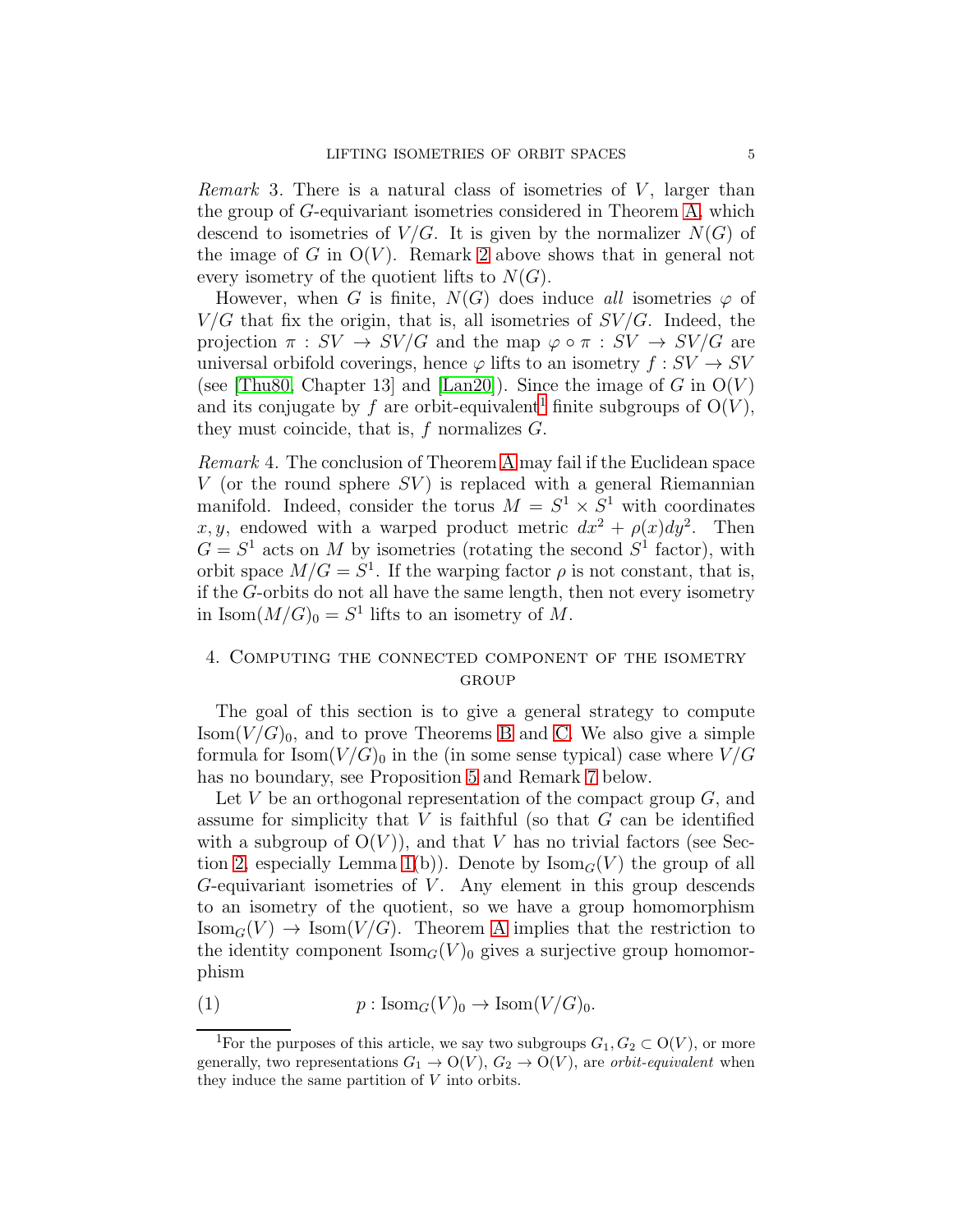*Remark* 3. There is a natural class of isometries of $V$, larger than the group of $G$-equivariant isometries considered in Theorem A, which descend to isometries of $V/G$. It is given by the normalizer $N(G)$ of the image of $G$ in $\mathrm{O}(V)$. Remark 2 above shows that in general not every isometry of the quotient lifts to $N(G)$.

However, when $G$ is finite, $N(G)$ does induce *all* isometries $\varphi$ of $V/G$ that fix the origin, that is, all isometries of $SV/G$. Indeed, the projection $\pi : SV \to SV/G$ and the map $\varphi \circ \pi : SV \to SV/G$ are universal orbifold coverings, hence $\varphi$ lifts to an isometry $f : SV \to SV$ (see [Thu80, Chapter 13] and [Lan20]). Since the image of $G$ in $\mathrm{O}(V)$ and its conjugate by $f$ are orbit-equivalent[1] finite subgroups of $\mathrm{O}(V)$, they must coincide, that is, $f$ normalizes $G$.

*Remark* 4. The conclusion of Theorem A may fail if the Euclidean space $V$ (or the round sphere $SV$) is replaced with a general Riemannian manifold. Indeed, consider the torus $M = S^1 \times S^1$ with coordinates $x, y$, endowed with a warped product metric $dx^2 + \rho(x)dy^2$. Then $G = S^1$ acts on $M$ by isometries (rotating the second $S^1$ factor), with orbit space $M/G = S^1$. If the warping factor $\rho$ is not constant, that is, if the $G$-orbits do not all have the same length, then not every isometry in $\mathrm{Isom}(M/G)_0 = S^1$ lifts to an isometry of $M$.

## 4. Computing the connected component of the isometry group

The goal of this section is to give a general strategy to compute $\mathrm{Isom}(V/G)_0$, and to prove Theorems B and C. We also give a simple formula for $\mathrm{Isom}(V/G)_0$ in the (in some sense typical) case where $V/G$ has no boundary, see Proposition 5 and Remark 7 below.

Let $V$ be an orthogonal representation of the compact group $G$, and assume for simplicity that $V$ is faithful (so that $G$ can be identified with a subgroup of $\mathrm{O}(V)$), and that $V$ has no trivial factors (see Section 2, especially Lemma 1(b)). Denote by $\mathrm{Isom}_G(V)$ the group of all $G$-equivariant isometries of $V$. Any element in this group descends to an isometry of the quotient, so we have a group homomorphism $\mathrm{Isom}_G(V) \to \mathrm{Isom}(V/G)$. Theorem A implies that the restriction to the identity component $\mathrm{Isom}_G(V)_0$ gives a surjective group homomorphism

$$p : \mathrm{Isom}_G(V)_0 \to \mathrm{Isom}(V/G)_0. \tag{1}$$

[1] For the purposes of this article, we say two subgroups $G_1, G_2 \subset \mathrm{O}(V)$, or more generally, two representations $G_1 \to \mathrm{O}(V)$, $G_2 \to \mathrm{O}(V)$, are *orbit-equivalent* when they induce the same partition of $V$ into orbits.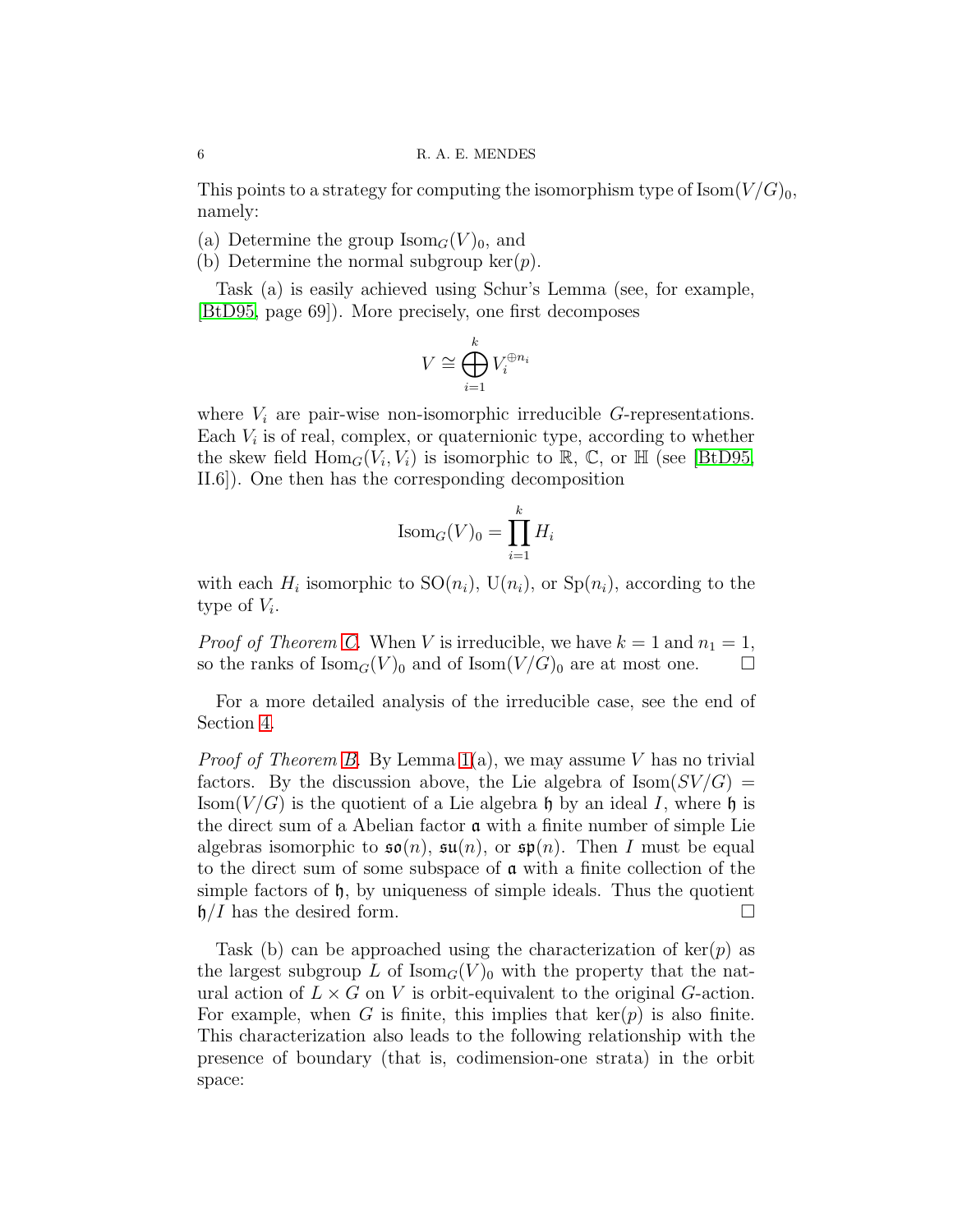This points to a strategy for computing the isomorphism type of $\mathrm{Isom}(V/G)_0$, namely:

(a) Determine the group $\mathrm{Isom}_G(V)_0$, and
(b) Determine the normal subgroup $\ker(p)$.

Task (a) is easily achieved using Schur's Lemma (see, for example, [BtD95, page 69]). More precisely, one first decomposes

$$V \cong \bigoplus_{i=1}^{k} V_i^{\oplus n_i}$$

where $V_i$ are pair-wise non-isomorphic irreducible $G$-representations. Each $V_i$ is of real, complex, or quaternionic type, according to whether the skew field $\mathrm{Hom}_G(V_i, V_i)$ is isomorphic to $\mathbb{R}$, $\mathbb{C}$, or $\mathbb{H}$ (see [BtD95, II.6]). One then has the corresponding decomposition

$$\mathrm{Isom}_G(V)_0 = \prod_{i=1}^{k} H_i$$

with each $H_i$ isomorphic to $\mathrm{SO}(n_i)$, $\mathrm{U}(n_i)$, or $\mathrm{Sp}(n_i)$, according to the type of $V_i$.

*Proof of Theorem C.* When $V$ is irreducible, we have $k = 1$ and $n_1 = 1$, so the ranks of $\mathrm{Isom}_G(V)_0$ and of $\mathrm{Isom}(V/G)_0$ are at most one. □

For a more detailed analysis of the irreducible case, see the end of Section 4.

*Proof of Theorem B.* By Lemma 1(a), we may assume $V$ has no trivial factors. By the discussion above, the Lie algebra of $\mathrm{Isom}(SV/G) = \mathrm{Isom}(V/G)$ is the quotient of a Lie algebra $\mathfrak{h}$ by an ideal $I$, where $\mathfrak{h}$ is the direct sum of a Abelian factor $\mathfrak{a}$ with a finite number of simple Lie algebras isomorphic to $\mathfrak{so}(n)$, $\mathfrak{su}(n)$, or $\mathfrak{sp}(n)$. Then $I$ must be equal to the direct sum of some subspace of $\mathfrak{a}$ with a finite collection of the simple factors of $\mathfrak{h}$, by uniqueness of simple ideals. Thus the quotient $\mathfrak{h}/I$ has the desired form. □

Task (b) can be approached using the characterization of $\ker(p)$ as the largest subgroup $L$ of $\mathrm{Isom}_G(V)_0$ with the property that the natural action of $L \times G$ on $V$ is orbit-equivalent to the original $G$-action. For example, when $G$ is finite, this implies that $\ker(p)$ is also finite. This characterization also leads to the following relationship with the presence of boundary (that is, codimension-one strata) in the orbit space: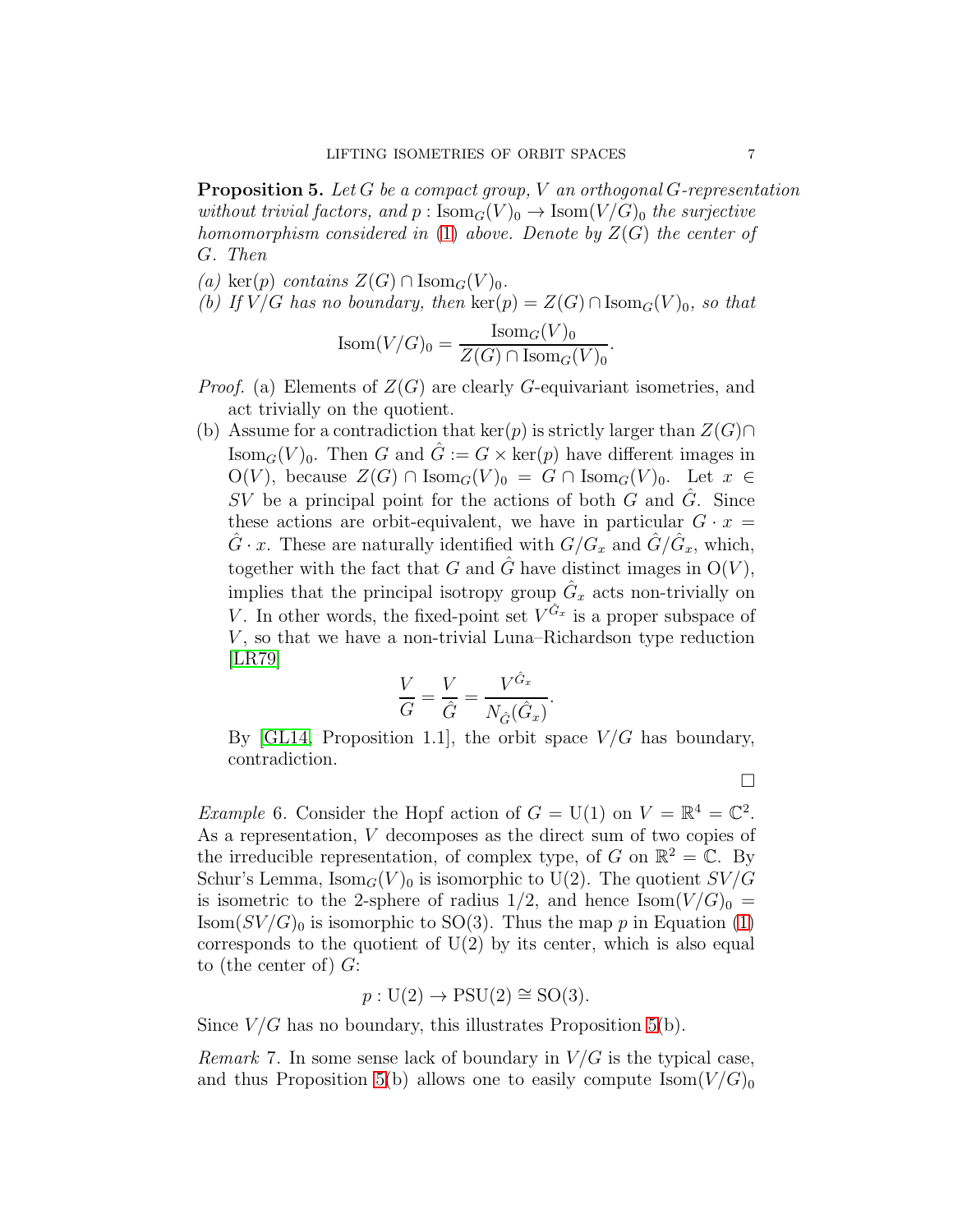**Proposition 5.** *Let $G$ be a compact group, $V$ an orthogonal $G$-representation without trivial factors, and $p : \mathrm{Isom}_G(V)_0 \to \mathrm{Isom}(V/G)_0$ the surjective homomorphism considered in (1) above. Denote by $Z(G)$ the center of $G$. Then*

*(a) $\ker(p)$ contains $Z(G) \cap \mathrm{Isom}_G(V)_0$.*
*(b) If $V/G$ has no boundary, then $\ker(p) = Z(G) \cap \mathrm{Isom}_G(V)_0$, so that*

$$\mathrm{Isom}(V/G)_0 = \frac{\mathrm{Isom}_G(V)_0}{Z(G) \cap \mathrm{Isom}_G(V)_0}.$$

*Proof.* (a) Elements of $Z(G)$ are clearly $G$-equivariant isometries, and act trivially on the quotient.

(b) Assume for a contradiction that $\ker(p)$ is strictly larger than $Z(G) \cap \mathrm{Isom}_G(V)_0$. Then $G$ and $\hat{G} := G \times \ker(p)$ have different images in $\mathrm{O}(V)$, because $Z(G) \cap \mathrm{Isom}_G(V)_0 = G \cap \mathrm{Isom}_G(V)_0$. Let $x \in SV$ be a principal point for the actions of both $G$ and $\hat{G}$. Since these actions are orbit-equivalent, we have in particular $G \cdot x = \hat{G} \cdot x$. These are naturally identified with $G/G_x$ and $\hat{G}/\hat{G}_x$, which, together with the fact that $G$ and $\hat{G}$ have distinct images in $\mathrm{O}(V)$, implies that the principal isotropy group $\hat{G}_x$ acts non-trivially on $V$. In other words, the fixed-point set $V^{\hat{G}_x}$ is a proper subspace of $V$, so that we have a non-trivial Luna–Richardson type reduction [LR79]

$$\frac{V}{G} = \frac{V}{\hat{G}} = \frac{V^{\hat{G}_x}}{N_{\hat{G}}(\hat{G}_x)}.$$

By [GL14, Proposition 1.1], the orbit space $V/G$ has boundary, contradiction.

□

*Example* 6. Consider the Hopf action of $G = \mathrm{U}(1)$ on $V = \mathbb{R}^4 = \mathbb{C}^2$. As a representation, $V$ decomposes as the direct sum of two copies of the irreducible representation, of complex type, of $G$ on $\mathbb{R}^2 = \mathbb{C}$. By Schur's Lemma, $\mathrm{Isom}_G(V)_0$ is isomorphic to $\mathrm{U}(2)$. The quotient $SV/G$ is isometric to the 2-sphere of radius $1/2$, and hence $\mathrm{Isom}(V/G)_0 = \mathrm{Isom}(SV/G)_0$ is isomorphic to $\mathrm{SO}(3)$. Thus the map $p$ in Equation (1) corresponds to the quotient of $\mathrm{U}(2)$ by its center, which is also equal to (the center of) $G$:

$$p : \mathrm{U}(2) \to \mathrm{PSU}(2) \cong \mathrm{SO}(3).$$

Since $V/G$ has no boundary, this illustrates Proposition 5(b).

*Remark* 7. In some sense lack of boundary in $V/G$ is the typical case, and thus Proposition 5(b) allows one to easily compute $\mathrm{Isom}(V/G)_0$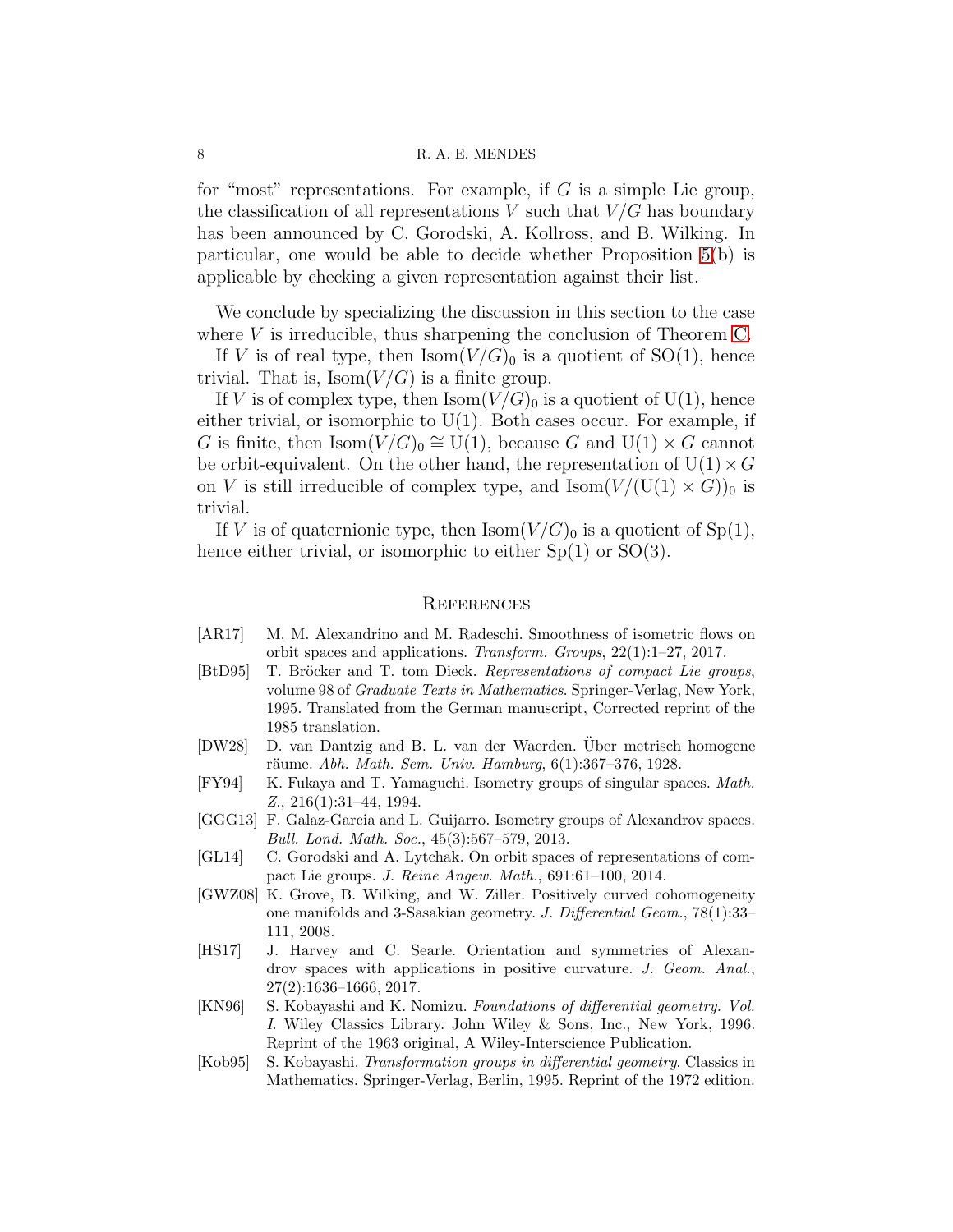for "most" representations. For example, if $G$ is a simple Lie group, the classification of all representations $V$ such that $V/G$ has boundary has been announced by C. Gorodski, A. Kollross, and B. Wilking. In particular, one would be able to decide whether Proposition 5(b) is applicable by checking a given representation against their list.

We conclude by specializing the discussion in this section to the case where $V$ is irreducible, thus sharpening the conclusion of Theorem C.

If $V$ is of real type, then $\mathrm{Isom}(V/G)_0$ is a quotient of $\mathrm{SO}(1)$, hence trivial. That is, $\mathrm{Isom}(V/G)$ is a finite group.

If $V$ is of complex type, then $\mathrm{Isom}(V/G)_0$ is a quotient of $\mathrm{U}(1)$, hence either trivial, or isomorphic to $\mathrm{U}(1)$. Both cases occur. For example, if $G$ is finite, then $\mathrm{Isom}(V/G)_0 \cong \mathrm{U}(1)$, because $G$ and $\mathrm{U}(1) \times G$ cannot be orbit-equivalent. On the other hand, the representation of $\mathrm{U}(1) \times G$ on $V$ is still irreducible of complex type, and $\mathrm{Isom}(V/(\mathrm{U}(1) \times G))_0$ is trivial.

If $V$ is of quaternionic type, then $\mathrm{Isom}(V/G)_0$ is a quotient of $\mathrm{Sp}(1)$, hence either trivial, or isomorphic to either $\mathrm{Sp}(1)$ or $\mathrm{SO}(3)$.

## References

- [AR17] M. M. Alexandrino and M. Radeschi. Smoothness of isometric flows on orbit spaces and applications. *Transform. Groups*, 22(1):1–27, 2017.
- [BtD95] T. Bröcker and T. tom Dieck. *Representations of compact Lie groups*, volume 98 of *Graduate Texts in Mathematics*. Springer-Verlag, New York, 1995. Translated from the German manuscript, Corrected reprint of the 1985 translation.
- [DW28] D. van Dantzig and B. L. van der Waerden. Über metrisch homogene räume. *Abh. Math. Sem. Univ. Hamburg*, 6(1):367–376, 1928.
- [FY94] K. Fukaya and T. Yamaguchi. Isometry groups of singular spaces. *Math. Z.*, 216(1):31–44, 1994.
- [GGG13] F. Galaz-Garcia and L. Guijarro. Isometry groups of Alexandrov spaces. *Bull. Lond. Math. Soc.*, 45(3):567–579, 2013.
- [GL14] C. Gorodski and A. Lytchak. On orbit spaces of representations of compact Lie groups. *J. Reine Angew. Math.*, 691:61–100, 2014.
- [GWZ08] K. Grove, B. Wilking, and W. Ziller. Positively curved cohomogeneity one manifolds and 3-Sasakian geometry. *J. Differential Geom.*, 78(1):33–111, 2008.
- [HS17] J. Harvey and C. Searle. Orientation and symmetries of Alexandrov spaces with applications in positive curvature. *J. Geom. Anal.*, 27(2):1636–1666, 2017.
- [KN96] S. Kobayashi and K. Nomizu. *Foundations of differential geometry. Vol. I*. Wiley Classics Library. John Wiley & Sons, Inc., New York, 1996. Reprint of the 1963 original, A Wiley-Interscience Publication.
- [Kob95] S. Kobayashi. *Transformation groups in differential geometry*. Classics in Mathematics. Springer-Verlag, Berlin, 1995. Reprint of the 1972 edition.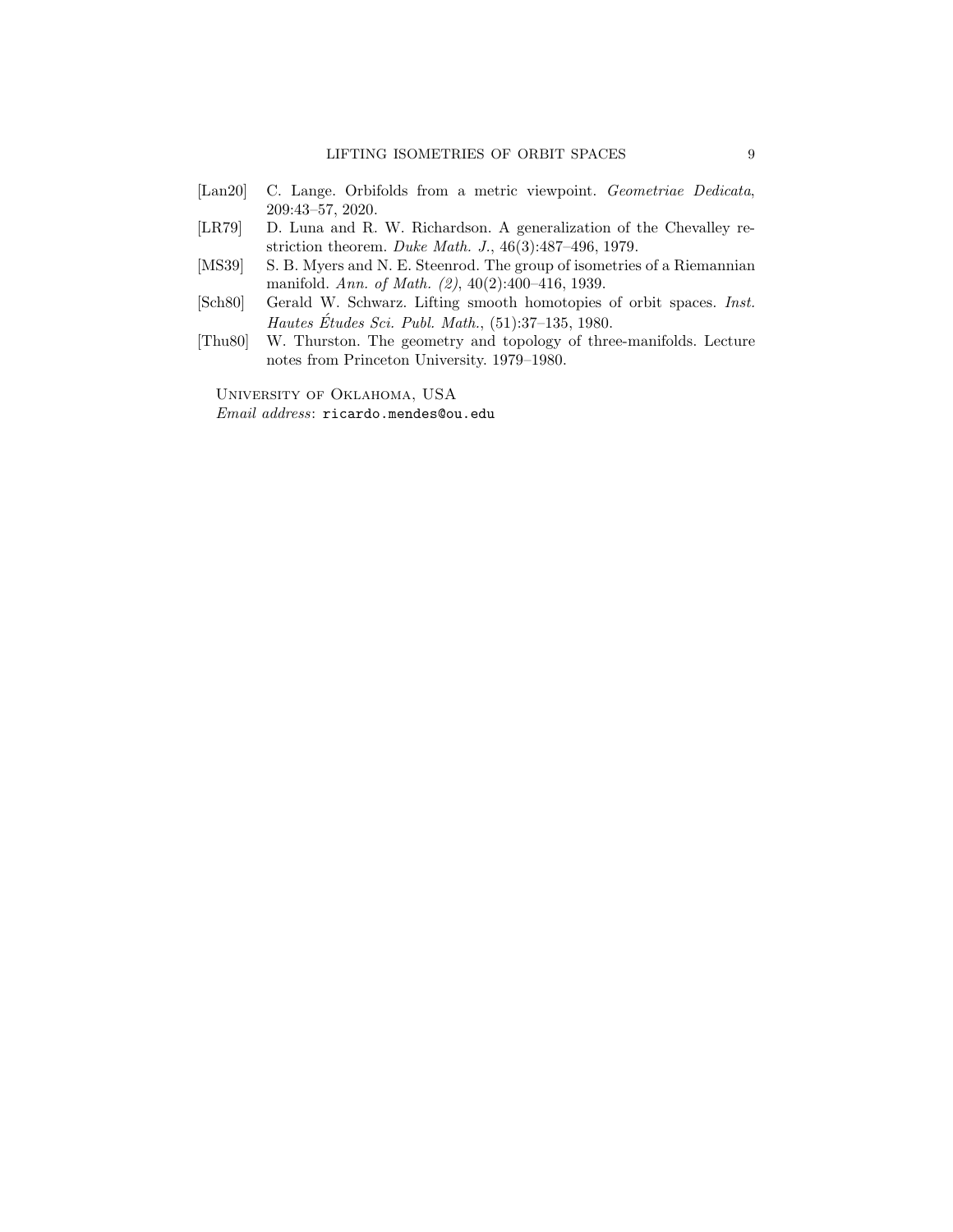[Lan20] C. Lange. Orbifolds from a metric viewpoint. *Geometriae Dedicata*, 209:43–57, 2020.

[LR79] D. Luna and R. W. Richardson. A generalization of the Chevalley restriction theorem. *Duke Math. J.*, 46(3):487–496, 1979.

[MS39] S. B. Myers and N. E. Steenrod. The group of isometries of a Riemannian manifold. *Ann. of Math. (2)*, 40(2):400–416, 1939.

[Sch80] Gerald W. Schwarz. Lifting smooth homotopies of orbit spaces. *Inst. Hautes Études Sci. Publ. Math.*, (51):37–135, 1980.

[Thu80] W. Thurston. The geometry and topology of three-manifolds. Lecture notes from Princeton University. 1979–1980.

University of Oklahoma, USA

*Email address*: `ricardo.mendes@ou.edu`